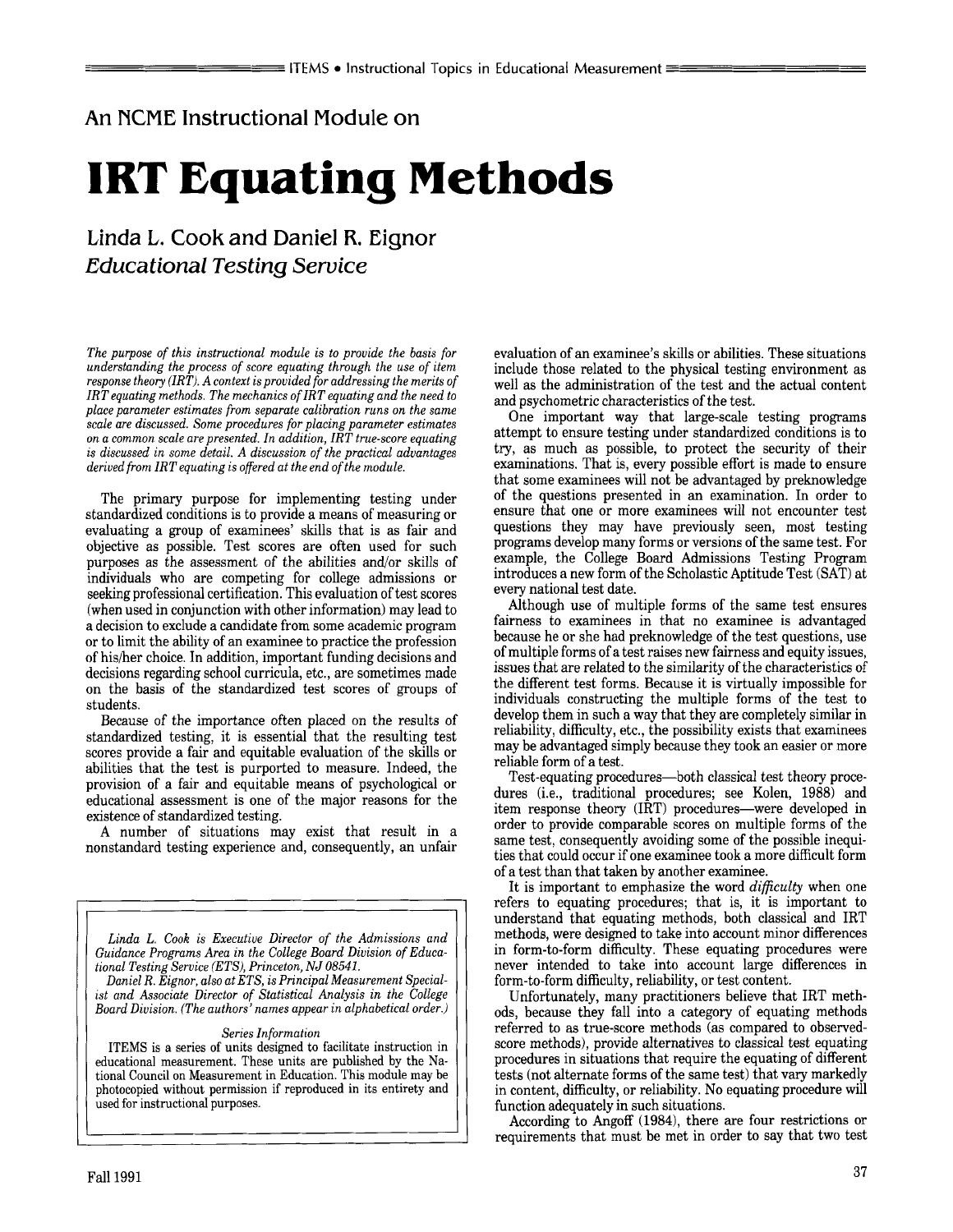An NCME Instructional Module on

# IRT Equating Methods

## Linda L. Cook and Daniel R. Eignor
### *Educational Testing Service*

*The purpose of this instructional module is to provide the basis for understanding the process of score equating through the use of item response theory (IRT). A context is provided for addressing the merits of IRT equating methods. The mechanics of IRT equating and the need to place parameter estimates from separate calibration runs on the same scale are discussed. Some procedures for placing parameter estimates on a common scale are presented. In addition, IRT true-score equating is discussed in some detail. A discussion of the practical advantages derived from IRT equating is offered at the end of the module.*

The primary purpose for implementing testing under standardized conditions is to provide a means of measuring or evaluating a group of examinees' skills that is as fair and objective as possible. Test scores are often used for such purposes as the assessment of the abilities and/or skills of individuals who are competing for college admissions or seeking professional certification. This evaluation of test scores (when used in conjunction with other information) may lead to a decision to exclude a candidate from some academic program or to limit the ability of an examinee to practice the profession of his/her choice. In addition, important funding decisions and decisions regarding school curricula, etc., are sometimes made on the basis of the standardized test scores of groups of students.

Because of the importance often placed on the results of standardized testing, it is essential that the resulting test scores provide a fair and equitable evaluation of the skills or abilities that the test is purported to measure. Indeed, the provision of a fair and equitable means of psychological or educational assessment is one of the major reasons for the existence of standardized testing.

A number of situations may exist that result in a nonstandard testing experience and, consequently, an unfair evaluation of an examinee's skills or abilities. These situations include those related to the physical testing environment as well as the administration of the test and the actual content and psychometric characteristics of the test.

One important way that large-scale testing programs attempt to ensure testing under standardized conditions is to try, as much as possible, to protect the security of their examinations. That is, every possible effort is made to ensure that some examinees will not be advantaged by preknowledge of the questions presented in an examination. In order to ensure that one or more examinees will not encounter test questions they may have previously seen, most testing programs develop many forms or versions of the same test. For example, the College Board Admissions Testing Program introduces a new form of the Scholastic Aptitude Test (SAT) at every national test date.

Although use of multiple forms of the same test ensures fairness to examinees in that no examinee is advantaged because he or she had preknowledge of the test questions, use of multiple forms of a test raises new fairness and equity issues, issues that are related to the similarity of the characteristics of the different test forms. Because it is virtually impossible for individuals constructing the multiple forms of the test to develop them in such a way that they are completely similar in reliability, difficulty, etc., the possibility exists that examinees may be advantaged simply because they took an easier or more reliable form of a test.

Test-equating procedures—both classical test theory procedures (i.e., traditional procedures; see Kolen, 1988) and item response theory (IRT) procedures—were developed in order to provide comparable scores on multiple forms of the same test, consequently avoiding some of the possible inequities that could occur if one examinee took a more difficult form of a test than that taken by another examinee.

It is important to emphasize the word *difficulty* when one refers to equating procedures; that is, it is important to understand that equating methods, both classical and IRT methods, were designed to take into account minor differences in form-to-form difficulty. These equating procedures were never intended to take into account large differences in form-to-form difficulty, reliability, or test content.

Unfortunately, many practitioners believe that IRT methods, because they fall into a category of equating methods referred to as true-score methods (as compared to observed-score methods), provide alternatives to classical test equating procedures in situations that require the equating of different tests (not alternate forms of the same test) that vary markedly in content, difficulty, or reliability. No equating procedure will function adequately in such situations.

According to Angoff (1984), there are four restrictions or requirements that must be met in order to say that two test

---

*Linda L. Cook is Executive Director of the Admissions and Guidance Programs Area in the College Board Division of Educational Testing Service (ETS), Princeton, NJ 08541.*

*Daniel R. Eignor, also at ETS, is Principal Measurement Specialist and Associate Director of Statistical Analysis in the College Board Division. (The authors' names appear in alphabetical order.)*

*Series Information*

ITEMS is a series of units designed to facilitate instruction in educational measurement. These units are published by the National Council on Measurement in Education. This module may be photocopied without permission if reproduced in its entirety and used for instructional purposes.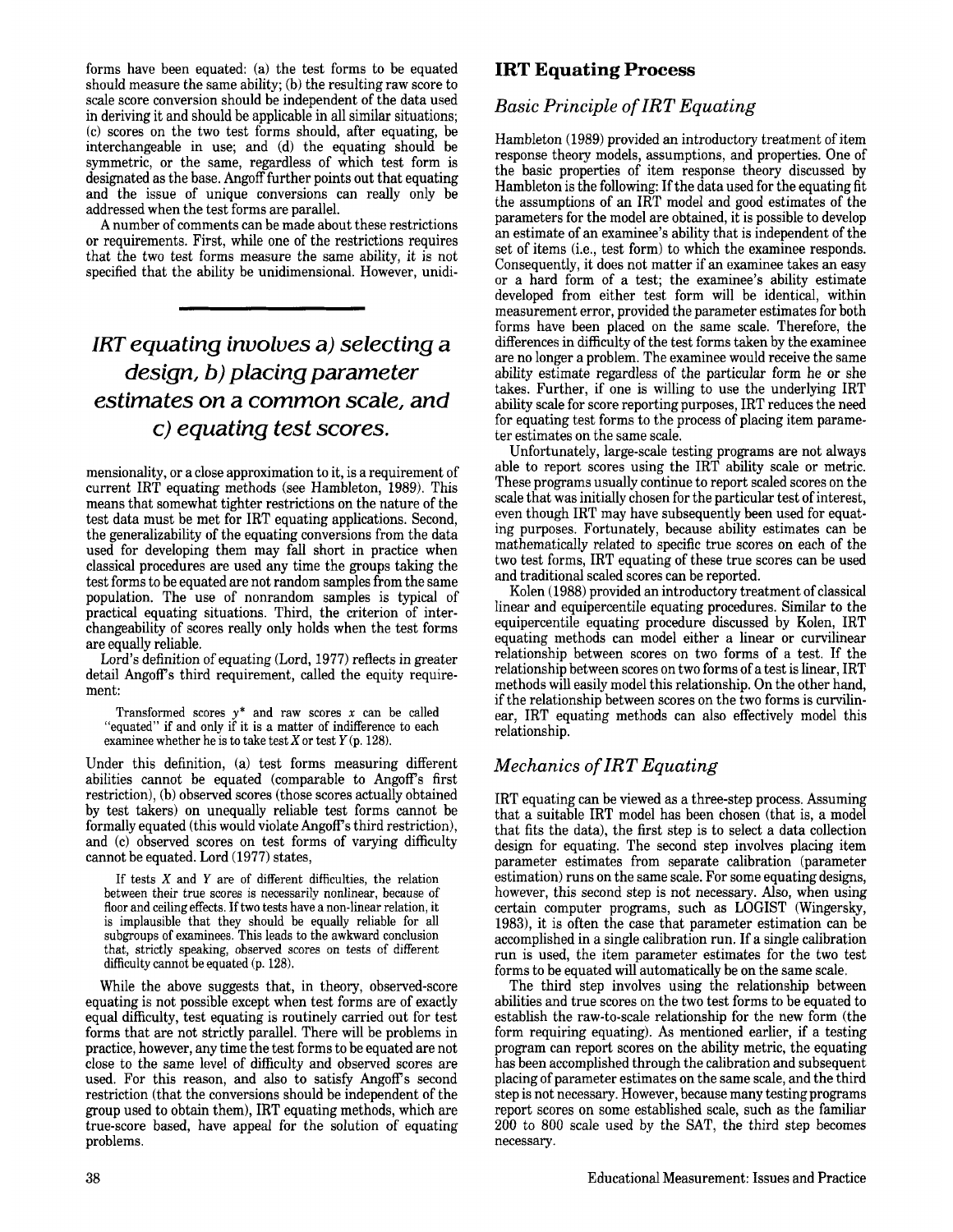forms have been equated: (a) the test forms to be equated should measure the same ability; (b) the resulting raw score to scale score conversion should be independent of the data used in deriving it and should be applicable in all similar situations; (c) scores on the two test forms should, after equating, be interchangeable in use; and (d) the equating should be symmetric, or the same, regardless of which test form is designated as the base. Angoff further points out that equating and the issue of unique conversions can really only be addressed when the test forms are parallel.

A number of comments can be made about these restrictions or requirements. First, while one of the restrictions requires that the two test forms measure the same ability, it is not specified that the ability be unidimensional. However, unidimensionality, or a close approximation to it, is a requirement of current IRT equating methods (see Hambleton, 1989). This means that somewhat tighter restrictions on the nature of the test data must be met for IRT equating applications. Second, the generalizability of the equating conversions from the data used for developing them may fall short in practice when classical procedures are used any time the groups taking the test forms to be equated are not random samples from the same population. The use of nonrandom samples is typical of practical equating situations. Third, the criterion of interchangeability of scores really only holds when the test forms are equally reliable.

> *IRT equating involves a) selecting a design, b) placing parameter estimates on a common scale, and c) equating test scores.*

Lord's definition of equating (Lord, 1977) reflects in greater detail Angoff's third requirement, called the equity requirement:

> Transformed scores $y^*$ and raw scores $x$ can be called "equated" if and only if it is a matter of indifference to each examinee whether he is to take test $X$ or test $Y$ (p. 128).

Under this definition, (a) test forms measuring different abilities cannot be equated (comparable to Angoff's first restriction), (b) observed scores (those scores actually obtained by test takers) on unequally reliable test forms cannot be formally equated (this would violate Angoff's third restriction), and (c) observed scores on test forms of varying difficulty cannot be equated. Lord (1977) states,

> If tests $X$ and $Y$ are of different difficulties, the relation between their true scores is necessarily nonlinear, because of floor and ceiling effects. If two tests have a non-linear relation, it is implausible that they should be equally reliable for all subgroups of examinees. This leads to the awkward conclusion that, strictly speaking, observed scores on tests of different difficulty cannot be equated (p. 128).

While the above suggests that, in theory, observed-score equating is not possible except when test forms are of exactly equal difficulty, test equating is routinely carried out for test forms that are not strictly parallel. There will be problems in practice, however, any time the test forms to be equated are not close to the same level of difficulty and observed scores are used. For this reason, and also to satisfy Angoff's second restriction (that the conversions should be independent of the group used to obtain them), IRT equating methods, which are true-score based, have appeal for the solution of equating problems.

## IRT Equating Process

### *Basic Principle of IRT Equating*

Hambleton (1989) provided an introductory treatment of item response theory models, assumptions, and properties. One of the basic properties of item response theory discussed by Hambleton is the following: If the data used for the equating fit the assumptions of an IRT model and good estimates of the parameters for the model are obtained, it is possible to develop an estimate of an examinee's ability that is independent of the set of items (i.e., test form) to which the examinee responds. Consequently, it does not matter if an examinee takes an easy or a hard form of a test; the examinee's ability estimate developed from either test form will be identical, within measurement error, provided the parameter estimates for both forms have been placed on the same scale. Therefore, the differences in difficulty of the test forms taken by the examinee are no longer a problem. The examinee would receive the same ability estimate regardless of the particular form he or she takes. Further, if one is willing to use the underlying IRT ability scale for score reporting purposes, IRT reduces the need for equating test forms to the process of placing item parameter estimates on the same scale.

Unfortunately, large-scale testing programs are not always able to report scores using the IRT ability scale or metric. These programs usually continue to report scaled scores on the scale that was initially chosen for the particular test of interest, even though IRT may have subsequently been used for equating purposes. Fortunately, because ability estimates can be mathematically related to specific true scores on each of the two test forms, IRT equating of these true scores can be used and traditional scaled scores can be reported.

Kolen (1988) provided an introductory treatment of classical linear and equipercentile equating procedures. Similar to the equipercentile equating procedure discussed by Kolen, IRT equating methods can model either a linear or curvilinear relationship between scores on two forms of a test. If the relationship between scores on two forms of a test is linear, IRT methods will easily model this relationship. On the other hand, if the relationship between scores on the two forms is curvilinear, IRT equating methods can also effectively model this relationship.

### *Mechanics of IRT Equating*

IRT equating can be viewed as a three-step process. Assuming that a suitable IRT model has been chosen (that is, a model that fits the data), the first step is to select a data collection design for equating. The second step involves placing item parameter estimates from separate calibration (parameter estimation) runs on the same scale. For some equating designs, however, this second step is not necessary. Also, when using certain computer programs, such as LOGIST (Wingersky, 1983), it is often the case that parameter estimation can be accomplished in a single calibration run. If a single calibration run is used, the item parameter estimates for the two test forms to be equated will automatically be on the same scale.

The third step involves using the relationship between abilities and true scores on the two test forms to be equated to establish the raw-to-scale relationship for the new form (the form requiring equating). As mentioned earlier, if a testing program can report scores on the ability metric, the equating has been accomplished through the calibration and subsequent placing of parameter estimates on the same scale, and the third step is not necessary. However, because many testing programs report scores on some established scale, such as the familiar 200 to 800 scale used by the SAT, the third step becomes necessary.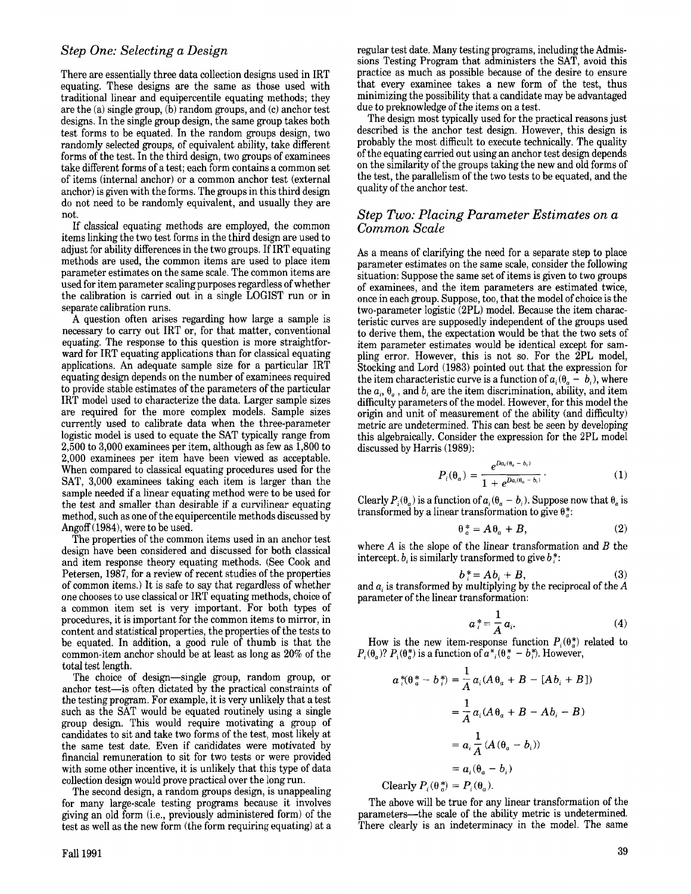### *Step One: Selecting a Design*

There are essentially three data collection designs used in IRT equating. These designs are the same as those used with traditional linear and equipercentile equating methods; they are the (a) single group, (b) random groups, and (c) anchor test designs. In the single group design, the same group takes both test forms to be equated. In the random groups design, two randomly selected groups, of equivalent ability, take different forms of the test. In the third design, two groups of examinees take different forms of a test; each form contains a common set of items (internal anchor) or a common anchor test (external anchor) is given with the forms. The groups in this third design do not need to be randomly equivalent, and usually they are not.

If classical equating methods are employed, the common items linking the two test forms in the third design are used to adjust for ability differences in the two groups. If IRT equating methods are used, the common items are used to place item parameter estimates on the same scale. The common items are used for item parameter scaling purposes regardless of whether the calibration is carried out in a single LOGIST run or in separate calibration runs.

A question often arises regarding how large a sample is necessary to carry out IRT or, for that matter, conventional equating. The response to this question is more straightforward for IRT equating applications than for classical equating applications. An adequate sample size for a particular IRT equating design depends on the number of examinees required to provide stable estimates of the parameters of the particular IRT model used to characterize the data. Larger sample sizes are required for the more complex models. Sample sizes currently used to calibrate data when the three-parameter logistic model is used to equate the SAT typically range from 2,500 to 3,000 examinees per item, although as few as 1,800 to 2,000 examinees per item have been viewed as acceptable. When compared to classical equating procedures used for the SAT, 3,000 examinees taking each item is larger than the sample needed if a linear equating method were to be used for the test and smaller than desirable if a curvilinear equating method, such as one of the equipercentile methods discussed by Angoff (1984), were to be used.

The properties of the common items used in an anchor test design have been considered and discussed for both classical and item response theory equating methods. (See Cook and Petersen, 1987, for a review of recent studies of the properties of common items.) It is safe to say that regardless of whether one chooses to use classical or IRT equating methods, choice of a common item set is very important. For both types of procedures, it is important for the common items to mirror, in content and statistical properties, the properties of the tests to be equated. In addition, a good rule of thumb is that the common-item anchor should be at least as long as 20% of the total test length.

The choice of design—single group, random group, or anchor test—is often dictated by the practical constraints of the testing program. For example, it is very unlikely that a test such as the SAT would be equated routinely using a single group design. This would require motivating a group of candidates to sit and take two forms of the test, most likely at the same test date. Even if candidates were motivated by financial remuneration to sit for two tests or were provided with some other incentive, it is unlikely that this type of data collection design would prove practical over the long run.

The second design, a random groups design, is unappealing for many large-scale testing programs because it involves giving an old form (i.e., previously administered form) of the test as well as the new form (the form requiring equating) at a regular test date. Many testing programs, including the Admissions Testing Program that administers the SAT, avoid this practice as much as possible because of the desire to ensure that every examinee takes a new form of the test, thus minimizing the possibility that a candidate may be advantaged due to preknowledge of the items on a test.

The design most typically used for the practical reasons just described is the anchor test design. However, this design is probably the most difficult to execute technically. The quality of the equating carried out using an anchor test design depends on the similarity of the groups taking the new and old forms of the test, the parallelism of the two tests to be equated, and the quality of the anchor test.

### *Step Two: Placing Parameter Estimates on a Common Scale*

As a means of clarifying the need for a separate step to place parameter estimates on the same scale, consider the following situation: Suppose the same set of items is given to two groups of examinees, and the item parameters are estimated twice, once in each group. Suppose, too, that the model of choice is the two-parameter logistic (2PL) model. Because the item characteristic curves are supposedly independent of the groups used to derive them, the expectation would be that the two sets of item parameter estimates would be identical except for sampling error. However, this is not so. For the 2PL model, Stocking and Lord (1983) pointed out that the expression for the item characteristic curve is a function of $a_i(\theta_a - b_i)$, where the $a_i$, $\theta_a$, and $b_i$ are the item discrimination, ability, and item difficulty parameters of the model. However, for this model the origin and unit of measurement of the ability (and difficulty) metric are undetermined. This can best be seen by developing this algebraically. Consider the expression for the 2PL model discussed by Harris (1989):

$$P_i(\theta_a) = \frac{e^{Da_i(\theta_a - b_i)}}{1 + e^{Da_i(\theta_a - b_i)}}. \tag{1}$$

Clearly $P_i(\theta_a)$ is a function of $a_i(\theta_a - b_i)$. Suppose now that $\theta_a$ is transformed by a linear transformation to give $\theta_a^*$:

$$\theta_a^* = A\theta_a + B, \tag{2}$$

where $A$ is the slope of the linear transformation and $B$ the intercept. $b_i$ is similarly transformed to give $b_i^*$:

$$b_i^* = Ab_i + B, \tag{3}$$

and $a_i$ is transformed by multiplying by the reciprocal of the $A$ parameter of the linear transformation:

$$a_i^* = \frac{1}{A}a_i. \tag{4}$$

How is the new item-response function $P_i(\theta_a^*)$ related to $P_i(\theta_a)$? $P_i(\theta_a^*)$ is a function of $a_i^*(\theta_a^* - b_i^*)$. However,

$$\begin{aligned}
a_i^*(\theta_a^* - b_i^*) &= \frac{1}{A}a_i(A\theta_a + B - [Ab_i + B]) \\
&= \frac{1}{A}a_i(A\theta_a + B - Ab_i - B) \\
&= a_i\frac{1}{A}(A(\theta_a - b_i)) \\
&= a_i(\theta_a - b_i)
\end{aligned}$$

Clearly $P_i(\theta_a^*) = P_i(\theta_a)$.

The above will be true for any linear transformation of the parameters—the scale of the ability metric is undetermined. There clearly is an indeterminacy in the model. The same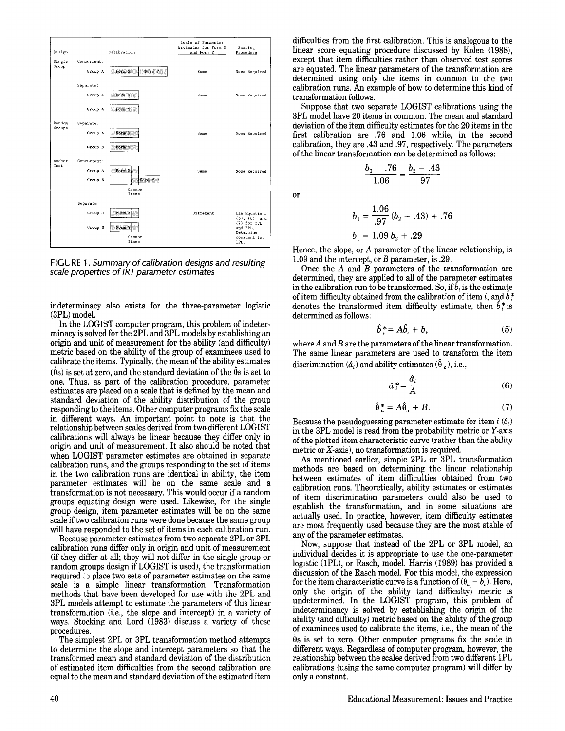| Design | Calibration | | Scale of Parameter Estimates for Form X and Form Y | Scaling Procedure |
|---|---|---|---|---|
| Single Group | Concurrent: | | | |
| | Group A | Form X Form Y | Same | None Required |
| | Separate: | | | |
| | Group A | Form X | Same | None Required |
| | Group A | Form Y | | |
| Random Groups | Separate: | | | |
| | Group A | Form X | Same | None Required |
| | Group B | Form Y | | |
| Anchor Test | Concurrent: | | | |
| | Group A | Form X | Same | None Required |
| | Group B | Form Y | | |
| | | Common Items | | |
| | Separate: | | | |
| | Group A | Form X | Different | Use Equations (5), (6), and (7) for 2PL and 3PL. Determine constant for 1PL. |
| | Group B | Form Y | | |
| | | Common Items | | |

FIGURE 1. *Summary of calibration designs and resulting scale properties of IRT parameter estimates*

indeterminacy also exists for the three-parameter logistic (3PL) model.

In the LOGIST computer program, this problem of indeterminacy is solved for the 2PL and 3PL models by establishing an origin and unit of measurement for the ability (and difficulty) metric based on the ability of the group of examinees used to calibrate the items. Typically, the mean of the ability estimates ($\hat{\theta}$s) is set at zero, and the standard deviation of the $\hat{\theta}$s is set to one. Thus, as part of the calibration procedure, parameter estimates are placed on a scale that is defined by the mean and standard deviation of the ability distribution of the group responding to the items. Other computer programs fix the scale in different ways. An important point to note is that the relationship between scales derived from two different LOGIST calibrations will always be linear because they differ only in origin and unit of measurement. It also should be noted that when LOGIST parameter estimates are obtained in separate calibration runs, and the groups responding to the set of items in the two calibration runs are identical in ability, the item parameter estimates will be on the same scale and a transformation is not necessary. This would occur if a random groups equating design were used. Likewise, for the single group design, item parameter estimates will be on the same scale if two calibration runs were done because the same group will have responded to the set of items in each calibration run.

Because parameter estimates from two separate 2PL or 3PL calibration runs differ only in origin and unit of measurement (if they differ at all; they will not differ in the single group or random groups design if LOGIST is used), the transformation required to place two sets of parameter estimates on the same scale is a simple linear transformation. Transformation methods that have been developed for use with the 2PL and 3PL models attempt to estimate the parameters of this linear transformation (i.e., the slope and intercept) in a variety of ways. Stocking and Lord (1983) discuss a variety of these procedures.

The simplest 2PL or 3PL transformation method attempts to determine the slope and intercept parameters so that the transformed mean and standard deviation of the distribution of estimated item difficulties from the second calibration are equal to the mean and standard deviation of the estimated item difficulties from the first calibration. This is analogous to the linear score equating procedure discussed by Kolen (1988), except that item difficulties rather than observed test scores are equated. The linear parameters of the transformation are determined using only the items in common to the two calibration runs. An example of how to determine this kind of transformation follows.

Suppose that two separate LOGIST calibrations using the 3PL model have 20 items in common. The mean and standard deviation of the item difficulty estimates for the 20 items in the first calibration are .76 and 1.06 while, in the second calibration, they are .43 and .97, respectively. The parameters of the linear transformation can be determined as follows:

$$\frac{b_1 - .76}{1.06} = \frac{b_2 - .43}{.97}$$

or

$$b_1 = \frac{1.06}{.97}(b_2 - .43) + .76$$

$$b_1 = 1.09\, b_2 + .29$$

Hence, the slope, or $A$ parameter of the linear relationship, is 1.09 and the intercept, or $B$ parameter, is .29.

Once the $A$ and $B$ parameters of the transformation are determined, they are applied to all of the parameter estimates in the calibration run to be transformed. So, if $\hat{b}_i$ is the estimate of item difficulty obtained from the calibration of item $i$, and $\hat{b}_i^*$ denotes the transformed item difficulty estimate, then $\hat{b}_i^*$ is determined as follows:

$$\hat{b}_i^* = A\hat{b}_i + b, \tag{5}$$

where $A$ and $B$ are the parameters of the linear transformation. The same linear parameters are used to transform the item discrimination ($\hat{a}_i$) and ability estimates ($\hat{\theta}_a$), i.e.,

$$\hat{a}_i^* = \frac{\hat{a}_i}{A} \tag{6}$$

$$\hat{\theta}_a^* = A\hat{\theta}_a + B. \tag{7}$$

Because the pseudoguessing parameter estimate for item $i$ ($\hat{c}_i$) in the 3PL model is read from the probability metric or $Y$-axis of the plotted item characteristic curve (rather than the ability metric or $X$-axis), no transformation is required.

As mentioned earlier, simple 2PL or 3PL transformation methods are based on determining the linear relationship between estimates of item difficulties obtained from two calibration runs. Theoretically, ability estimates or estimates of item discrimination parameters could also be used to establish the transformation, and in some situations are actually used. In practice, however, item difficulty estimates are most frequently used because they are the most stable of any of the parameter estimates.

Now, suppose that instead of the 2PL or 3PL model, an individual decides it is appropriate to use the one-parameter logistic (1PL), or Rasch, model. Harris (1989) has provided a discussion of the Rasch model. For this model, the expression for the item characteristic curve is a function of ($\theta_a - b_i$). Here, only the origin of the ability (and difficulty) metric is undetermined. In the LOGIST program, this problem of indeterminancy is solved by establishing the origin of the ability (and difficulty) metric based on the ability of the group of examinees used to calibrate the items, i.e., the mean of the $\hat{\theta}$s is set to zero. Other computer programs fix the scale in different ways. Regardless of computer program, however, the relationship between the scales derived from two different 1PL calibrations (using the same computer program) will differ by only a constant.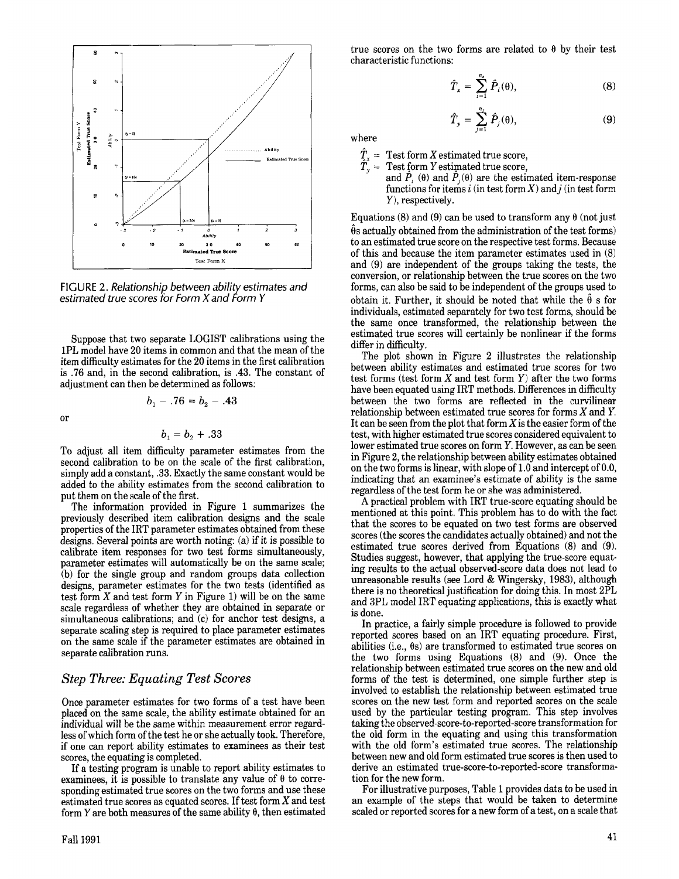3
2
1
0
-1
-2
-3

60
50
40
30
20
10
0

Test Form Y
Estimated True Score

Ability

(y = 0)
(y = 16)
(x = 20)
(x = 0)

Ability
Estimated True Score

-3 -2 -1 0 1 2 3
Ability
0 10 20 30 40 50 60
Estimated True Score
Test Form X

FIGURE 2. *Relationship between ability estimates and estimated true scores for Form X and Form Y*

Suppose that two separate LOGIST calibrations using the 1PL model have 20 items in common and that the mean of the item difficulty estimates for the 20 items in the first calibration is .76 and, in the second calibration, is .43. The constant of adjustment can then be determined as follows:

$$b_1 - .76 = b_2 - .43$$

or

$$b_1 = b_2 + .33$$

To adjust all item difficulty parameter estimates from the second calibration to be on the scale of the first calibration, simply add a constant, .33. Exactly the same constant would be added to the ability estimates from the second calibration to put them on the scale of the first.

The information provided in Figure 1 summarizes the previously described item calibration designs and the scale properties of the IRT parameter estimates obtained from these designs. Several points are worth noting: (a) if it is possible to calibrate item responses for two test forms simultaneously, parameter estimates will automatically be on the same scale; (b) for the single group and random groups data collection designs, parameter estimates for the two tests (identified as test form $X$ and test form $Y$ in Figure 1) will be on the same scale regardless of whether they are obtained in separate or simultaneous calibrations; and (c) for anchor test designs, a separate scaling step is required to place parameter estimates on the same scale if the parameter estimates are obtained in separate calibration runs.

### Step Three: Equating Test Scores

Once parameter estimates for two forms of a test have been placed on the same scale, the ability estimate obtained for an individual will be the same within measurement error regardless of which form of the test he or she actually took. Therefore, if one can report ability estimates to examinees as their test scores, the equating is completed.

If a testing program is unable to report ability estimates to examinees, it is possible to translate any value of θ to corresponding estimated true scores on the two forms and use these estimated true scores as equated scores. If test form $X$ and test form $Y$ are both measures of the same ability θ, then estimated true scores on the two forms are related to θ by their test characteristic functions:

$$\hat{T}_x = \sum_{i=1}^{n_x} \hat{P}_i(\theta), \tag{8}$$

$$\hat{T}_y = \sum_{j=1}^{n_y} \hat{P}_j(\theta), \tag{9}$$

where

$\hat{T}_x$ = Test form $X$ estimated true score,
$\hat{T}_y$ = Test form $Y$ estimated true score,
and $\hat{P}_i(\theta)$ and $\hat{P}_j(\theta)$ are the estimated item-response functions for items $i$ (in test form $X$) and $j$ (in test form $Y$), respectively.

Equations (8) and (9) can be used to transform any θ (not just $\hat{\theta}$s actually obtained from the administration of the test forms) to an estimated true score on the respective test forms. Because of this and because the item parameter estimates used in (8) and (9) are independent of the groups taking the tests, the conversion, or relationship between the true scores on the two forms, can also be said to be independent of the groups used to obtain it. Further, it should be noted that while the $\hat{\theta}$ s for individuals, estimated separately for two test forms, should be the same once transformed, the relationship between the estimated true scores will certainly be nonlinear if the forms differ in difficulty.

The plot shown in Figure 2 illustrates the relationship between ability estimates and estimated true scores for two test forms (test form $X$ and test form $Y$) after the two forms have been equated using IRT methods. Differences in difficulty between the two forms are reflected in the curvilinear relationship between estimated true scores for forms $X$ and $Y$. It can be seen from the plot that form $X$ is the easier form of the test, with higher estimated true scores considered equivalent to lower estimated true scores on form $Y$. However, as can be seen in Figure 2, the relationship between ability estimates obtained on the two forms is linear, with slope of 1.0 and intercept of 0.0, indicating that an examinee's estimate of ability is the same regardless of the test form he or she was administered.

A practical problem with IRT true-score equating should be mentioned at this point. This problem has to do with the fact that the scores to be equated on two test forms are observed scores (the scores the candidates actually obtained) and not the estimated true scores derived from Equations (8) and (9). Studies suggest, however, that applying the true-score equating results to the actual observed-score data does not lead to unreasonable results (see Lord & Wingersky, 1983), although there is no theoretical justification for doing this. In most 2PL and 3PL model IRT equating applications, this is exactly what is done.

In practice, a fairly simple procedure is followed to provide reported scores based on an IRT equating procedure. First, abilities (i.e., θs) are transformed to estimated true scores on the two forms using Equations (8) and (9). Once the relationship between estimated true scores on the new and old forms of the test is determined, one simple further step is involved to establish the relationship between estimated true scores on the new test form and reported scores on the scale used by the particular testing program. This step involves taking the observed-score-to-reported-score transformation for the old form in the equating and using this transformation with the old form's estimated true scores. The relationship between new and old form estimated true scores is then used to derive an estimated true-score-to-reported-score transformation for the new form.

For illustrative purposes, Table 1 provides data to be used in an example of the steps that would be taken to determine scaled or reported scores for a new form of a test, on a scale that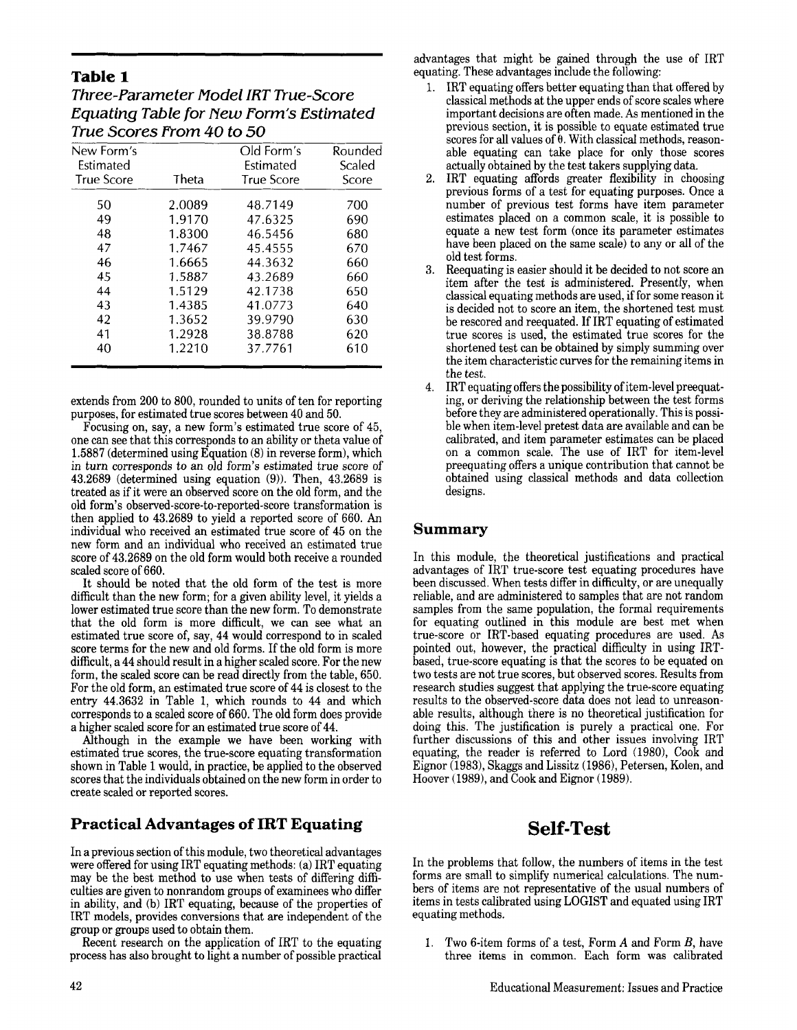### Table 1

*Three-Parameter Model IRT True-Score Equating Table for New Form's Estimated True Scores From 40 to 50*

| New Form's Estimated True Score | Theta | Old Form's Estimated True Score | Rounded Scaled Score |
|---|---|---|---|
| 50 | 2.0089 | 48.7149 | 700 |
| 49 | 1.9170 | 47.6325 | 690 |
| 48 | 1.8300 | 46.5456 | 680 |
| 47 | 1.7467 | 45.4555 | 670 |
| 46 | 1.6665 | 44.3632 | 660 |
| 45 | 1.5887 | 43.2689 | 660 |
| 44 | 1.5129 | 42.1738 | 650 |
| 43 | 1.4385 | 41.0773 | 640 |
| 42 | 1.3652 | 39.9790 | 630 |
| 41 | 1.2928 | 38.8788 | 620 |
| 40 | 1.2210 | 37.7761 | 610 |

extends from 200 to 800, rounded to units of ten for reporting purposes, for estimated true scores between 40 and 50.

Focusing on, say, a new form's estimated true score of 45, one can see that this corresponds to an ability or theta value of 1.5887 (determined using Equation (8) in reverse form), which *in turn corresponds to an old form's estimated true score of* 43.2689 (determined using equation (9)). Then, 43.2689 is treated as if it were an observed score on the old form, and the old form's observed-score-to-reported-score transformation is then applied to 43.2689 to yield a reported score of 660. An individual who received an estimated true score of 45 on the new form and an individual who received an estimated true score of 43.2689 on the old form would both receive a rounded scaled score of 660.

It should be noted that the old form of the test is more difficult than the new form; for a given ability level, it yields a lower estimated true score than the new form. To demonstrate that the old form is more difficult, we can see what an estimated true score of, say, 44 would correspond to in scaled score terms for the new and old forms. If the old form is more difficult, a 44 should result in a higher scaled score. For the new form, the scaled score can be read directly from the table, 650. For the old form, an estimated true score of 44 is closest to the entry 44.3632 in Table 1, which rounds to 44 and which corresponds to a scaled score of 660. The old form does provide a higher scaled score for an estimated true score of 44.

Although in the example we have been working with estimated true scores, the true-score equating transformation shown in Table 1 would, in practice, be applied to the observed scores that the individuals obtained on the new form in order to create scaled or reported scores.

## Practical Advantages of IRT Equating

In a previous section of this module, two theoretical advantages were offered for using IRT equating methods: (a) IRT equating may be the best method to use when tests of differing difficulties are given to nonrandom groups of examinees who differ in ability, and (b) IRT equating, because of the properties of IRT models, provides conversions that are independent of the group or groups used to obtain them.

Recent research on the application of IRT to the equating process has also brought to light a number of possible practical advantages that might be gained through the use of IRT equating. These advantages include the following:

1. IRT equating offers better equating than that offered by classical methods at the upper ends of score scales where important decisions are often made. As mentioned in the previous section, it is possible to equate estimated true scores for all values of $\theta$. With classical methods, reasonable equating can take place for only those scores actually obtained by the test takers supplying data.
2. IRT equating affords greater flexibility in choosing previous forms of a test for equating purposes. Once a number of previous test forms have item parameter estimates placed on a common scale, it is possible to equate a new test form (once its parameter estimates have been placed on the same scale) to any or all of the old test forms.
3. Reequating is easier should it be decided to not score an item after the test is administered. Presently, when classical equating methods are used, if for some reason it is decided not to score an item, the shortened test must be rescored and reequated. If IRT equating of estimated true scores is used, the estimated true scores for the shortened test can be obtained by simply summing over the item characteristic curves for the remaining items in the test.
4. IRT equating offers the possibility of item-level preequating, or deriving the relationship between the test forms before they are administered operationally. This is possible when item-level pretest data are available and can be calibrated, and item parameter estimates can be placed on a common scale. The use of IRT for item-level preequating offers a unique contribution that cannot be obtained using classical methods and data collection designs.

## Summary

In this module, the theoretical justifications and practical advantages of IRT true-score test equating procedures have been discussed. When tests differ in difficulty, or are unequally reliable, and are administered to samples that are not random samples from the same population, the formal requirements for equating outlined in this module are best met when true-score or IRT-based equating procedures are used. As pointed out, however, the practical difficulty in using IRT-based, true-score equating is that the scores to be equated on two tests are not true scores, but observed scores. Results from research studies suggest that applying the true-score equating results to the observed-score data does not lead to unreasonable results, although there is no theoretical justification for doing this. The justification is purely a practical one. For further discussions of this and other issues involving IRT equating, the reader is referred to Lord (1980), Cook and Eignor (1983), Skaggs and Lissitz (1986), Petersen, Kolen, and Hoover (1989), and Cook and Eignor (1989).

# Self-Test

In the problems that follow, the numbers of items in the test forms are small to simplify numerical calculations. The numbers of items are not representative of the usual numbers of items in tests calibrated using LOGIST and equated using IRT equating methods.

1. Two 6-item forms of a test, Form *A* and Form *B*, have three items in common. Each form was calibrated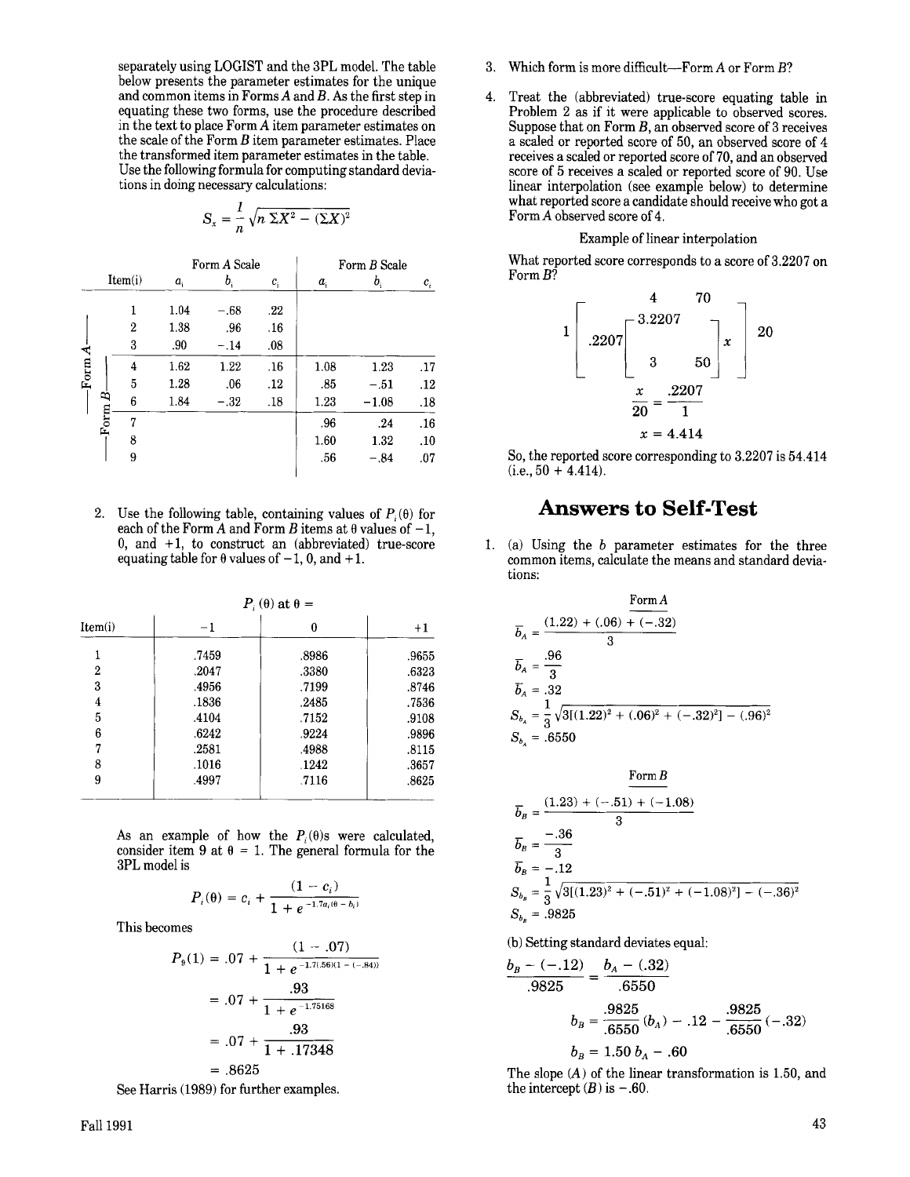separately using LOGIST and the 3PL model. The table below presents the parameter estimates for the unique and common items in Forms $A$ and $B$. As the first step in equating these two forms, use the procedure described in the text to place Form $A$ item parameter estimates on the scale of the Form $B$ item parameter estimates. Place the transformed item parameter estimates in the table. Use the following formula for computing standard deviations in doing necessary calculations:

$$S_x = \frac{1}{n}\sqrt{n\,\Sigma X^2 - (\Sigma X)^2}$$

| | Item(i) | Form $A$ Scale $a_i$ | $b_i$ | $c_i$ | Form $B$ Scale $a_i$ | $b_i$ | $c_i$ |
|---|---|---|---|---|---|---|---|
| Form $A$ | 1 | 1.04 | −.68 | .22 | | | |
| Form $A$ | 2 | 1.38 | .96 | .16 | | | |
| Form $A$ | 3 | .90 | −.14 | .08 | | | |
| Form $A$ / Form $B$ | 4 | 1.62 | 1.22 | .16 | 1.08 | 1.23 | .17 |
| Form $A$ / Form $B$ | 5 | 1.28 | .06 | .12 | .85 | −.51 | .12 |
| Form $A$ / Form $B$ | 6 | 1.84 | −.32 | .18 | 1.23 | −1.08 | .18 |
| Form $B$ | 7 | | | | .96 | .24 | .16 |
| Form $B$ | 8 | | | | 1.60 | 1.32 | .10 |
| Form $B$ | 9 | | | | .56 | −.84 | .07 |

2. Use the following table, containing values of $P_i(\theta)$ for each of the Form $A$ and Form $B$ items at $\theta$ values of −1, 0, and +1, to construct an (abbreviated) true-score equating table for $\theta$ values of −1, 0, and +1.

| Item(i) | $P_i(\theta)$ at $\theta$ = −1 | 0 | +1 |
|---|---|---|---|
| 1 | .7459 | .8986 | .9655 |
| 2 | .2047 | .3380 | .6323 |
| 3 | .4956 | .7199 | .8746 |
| 4 | .1836 | .2485 | .7536 |
| 5 | .4104 | .7152 | .9108 |
| 6 | .6242 | .9224 | .9896 |
| 7 | .2581 | .4988 | .8115 |
| 8 | .1016 | .1242 | .3657 |
| 9 | .4997 | .7116 | .8625 |

As an example of how the $P_i(\theta)$s were calculated, consider item 9 at $\theta = 1$. The general formula for the 3PL model is

$$P_i(\theta) = c_i + \frac{(1 - c_i)}{1 + e^{-1.7a_i(\theta - b_i)}}$$

This becomes

$$P_9(1) = .07 + \frac{(1 - .07)}{1 + e^{-1.7(.56)(1-(-.84))}}$$

$$= .07 + \frac{.93}{1 + e^{-1.75168}}$$

$$= .07 + \frac{.93}{1 + .17348}$$

$$= .8625$$

See Harris (1989) for further examples.

3. Which form is more difficult—Form $A$ or Form $B$?

4. Treat the (abbreviated) true-score equating table in Problem 2 as if it were applicable to observed scores. Suppose that on Form $B$, an observed score of 3 receives a scaled or reported score of 50, an observed score of 4 receives a scaled or reported score of 70, and an observed score of 5 receives a scaled or reported score of 90. Use linear interpolation (see example below) to determine what reported score a candidate should receive who got a Form $A$ observed score of 4.

Example of linear interpolation

What reported score corresponds to a score of 3.2207 on Form $B$?

$$1\left[\begin{array}{cc} 4 & 70 \\ .2207\left[\begin{array}{c} 3.2207 \\ \\ 3 \end{array}\right. & \left.\begin{array}{c} \\ x \\ 50 \end{array}\right] \end{array}\right]20$$

$$\frac{x}{20} = \frac{.2207}{1}$$

$$x = 4.414$$

So, the reported score corresponding to 3.2207 is 54.414 (i.e., 50 + 4.414).

## Answers to Self-Test

1. (a) Using the $b$ parameter estimates for the three common items, calculate the means and standard deviations:

Form $A$

$$\bar{b}_A = \frac{(1.22) + (.06) + (-.32)}{3}$$

$$\bar{b}_A = \frac{.96}{3}$$

$$\bar{b}_A = .32$$

$$S_{b_A} = \frac{1}{3}\sqrt{3[(1.22)^2 + (.06)^2 + (-.32)^2] - (.96)^2}$$

$$S_{b_A} = .6550$$

Form $B$

$$\bar{b}_B = \frac{(1.23) + (-.51) + (-1.08)}{3}$$

$$\bar{b}_B = \frac{-.36}{3}$$

$$\bar{b}_B = -.12$$

$$S_{b_B} = \frac{1}{3}\sqrt{3[(1.23)^2 + (-.51)^2 + (-1.08)^2] - (-.36)^2}$$

$$S_{b_B} = .9825$$

(b) Setting standard deviates equal:

$$\frac{b_B - (-.12)}{.9825} = \frac{b_A - (.32)}{.6550}$$

$$b_B = \frac{.9825}{.6550}(b_A) - .12 - \frac{.9825}{.6550}(-.32)$$

$$b_B = 1.50\, b_A - .60$$

The slope ($A$) of the linear transformation is 1.50, and the intercept ($B$) is −.60.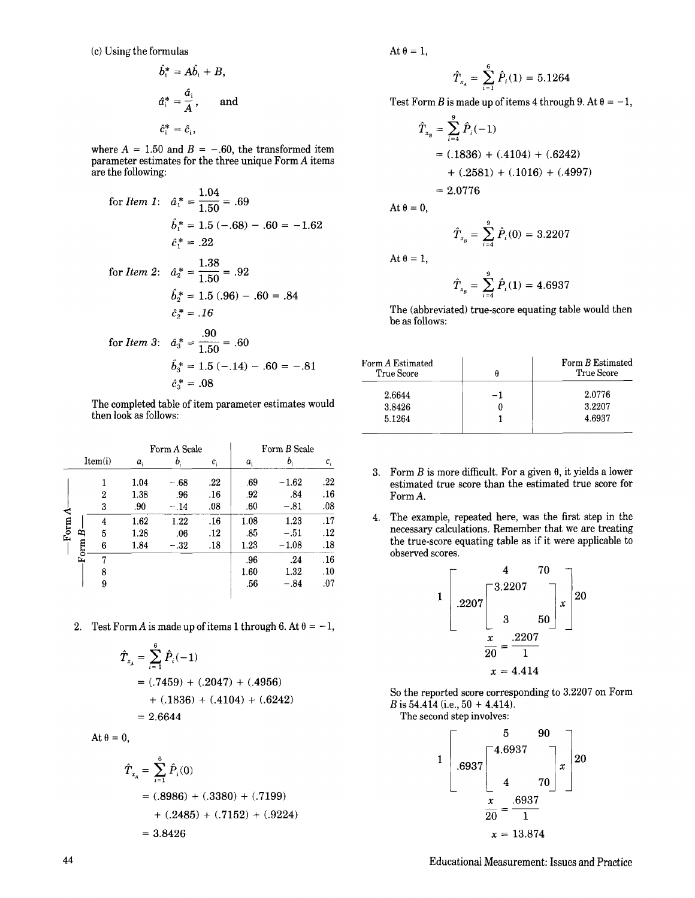(c) Using the formulas

$$\hat{b}_i^* = A\hat{b}_i + B,$$

$$\hat{a}_i^* = \frac{\hat{a}_i}{A}, \quad \text{and}$$

$$\hat{c}_i^* = \hat{c}_i,$$

where $A = 1.50$ and $B = -.60$, the transformed item parameter estimates for the three unique Form $A$ items are the following:

for *Item 1*: $\hat{a}_1^* = \frac{1.04}{1.50} = .69$

$\hat{b}_1^* = 1.5\,(-.68) - .60 = -1.62$

$\hat{c}_1^* = .22$

for *Item 2*: $\hat{a}_2^* = \frac{1.38}{1.50} = .92$

$\hat{b}_2^* = 1.5\,(.96) - .60 = .84$

$\hat{c}_2^* = .16$

for *Item 3*: $\hat{a}_3^* = \frac{.90}{1.50} = .60$

$\hat{b}_3^* = 1.5\,(-.14) - .60 = -.81$

$\hat{c}_3^* = .08$

The completed table of item parameter estimates would then look as follows:

| | Item(i) | Form A Scale $a_i$ | Form A Scale $b_i$ | Form A Scale $c_i$ | Form B Scale $a_i$ | Form B Scale $b_i$ | Form B Scale $c_i$ |
|---|---|---|---|---|---|---|---|
| Form A | 1 | 1.04 | −.68 | .22 | .69 | −1.62 | .22 |
| Form A | 2 | 1.38 | .96 | .16 | .92 | .84 | .16 |
| Form A | 3 | .90 | −.14 | .08 | .60 | −.81 | .08 |
| Form A / Form B | 4 | 1.62 | 1.22 | .16 | 1.08 | 1.23 | .17 |
| Form A / Form B | 5 | 1.28 | .06 | .12 | .85 | −.51 | .12 |
| Form A / Form B | 6 | 1.84 | −.32 | .18 | 1.23 | −1.08 | .18 |
| Form B | 7 | | | | .96 | .24 | .16 |
| Form B | 8 | | | | 1.60 | 1.32 | .10 |
| Form B | 9 | | | | .56 | −.84 | .07 |

2. Test Form $A$ is made up of items 1 through 6. At $\theta = -1$,

$$\hat{T}_{x_A} = \sum_{i=1}^{6} \hat{P}_i(-1)$$

$$= (.7459) + (.2047) + (.4956) + (.1836) + (.4104) + (.6242)$$

$$= 2.6644$$

At $\theta = 0$,

$$\hat{T}_{x_A} = \sum_{i=1}^{6} \hat{P}_i(0)$$

$$= (.8986) + (.3380) + (.7199) + (.2485) + (.7152) + (.9224)$$

$$= 3.8426$$

At $\theta = 1$,

$$\hat{T}_{x_A} = \sum_{i=1}^{6} \hat{P}_i(1) = 5.1264$$

Test Form $B$ is made up of items 4 through 9. At $\theta = -1$,

$$\hat{T}_{x_B} = \sum_{i=4}^{9} \hat{P}_i(-1)$$

$$= (.1836) + (.4104) + (.6242) + (.2581) + (.1016) + (.4997)$$

$$= 2.0776$$

At $\theta = 0$,

$$\hat{T}_{x_B} = \sum_{i=4}^{9} \hat{P}_i(0) = 3.2207$$

At $\theta = 1$,

$$\hat{T}_{x_B} = \sum_{i=4}^{9} \hat{P}_i(1) = 4.6937$$

The (abbreviated) true-score equating table would then be as follows:

| Form A Estimated True Score | $\theta$ | Form B Estimated True Score |
|---|---|---|
| 2.6644 | −1 | 2.0776 |
| 3.8426 | 0 | 3.2207 |
| 5.1264 | 1 | 4.6937 |

3. Form $B$ is more difficult. For a given $\theta$, it yields a lower estimated true score than the estimated true score for Form $A$.

4. The example, repeated here, was the first step in the necessary calculations. Remember that we are treating the true-score equating table as if it were applicable to observed scores.

$$1\left[\begin{array}{cc} 4 & 70 \\ .2207\left[\begin{array}{cc} 3.2207 & \\ & x \\ 3 & 50 \end{array}\right] & \end{array}\right]20$$

$$\frac{x}{20} = \frac{.2207}{1}$$

$$x = 4.414$$

So the reported score corresponding to 3.2207 on Form $B$ is 54.414 (i.e., 50 + 4.414).

The second step involves:

$$1\left[\begin{array}{cc} 5 & 90 \\ .6937\left[\begin{array}{cc} 4.6937 & \\ & x \\ 4 & 70 \end{array}\right] & \end{array}\right]20$$

$$\frac{x}{20} = \frac{.6937}{1}$$

$$x = 13.874$$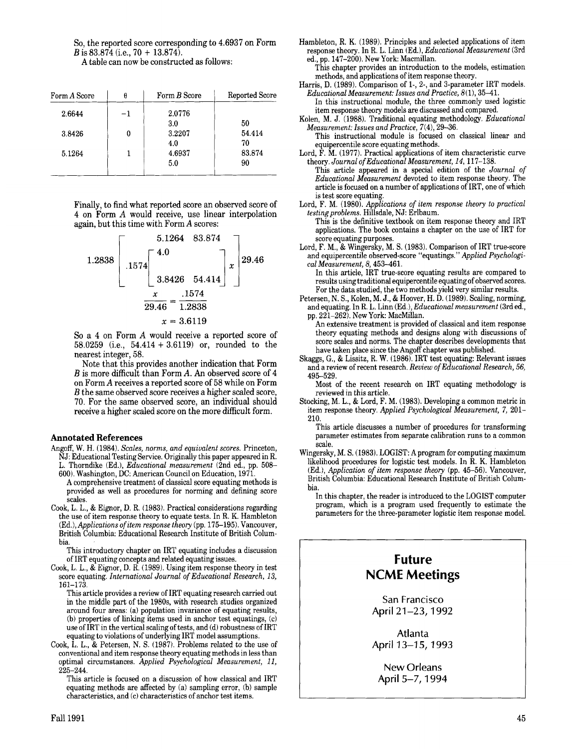So, the reported score corresponding to 4.6937 on Form *B* is 83.874 (i.e., 70 + 13.874).

A table can now be constructed as follows:

| Form *A* Score | θ | Form *B* Score | Reported Score |
|---|---|---|---|
| 2.6644 | −1 | 2.0776 | |
| | | 3.0 | 50 |
| 3.8426 | 0 | 3.2207 | 54.414 |
| | | 4.0 | 70 |
| 5.1264 | 1 | 4.6937 | 83.874 |
| | | 5.0 | 90 |

Finally, to find what reported score an observed score of 4 on Form *A* would receive, use linear interpolation again, but this time with Form *A* scores:

$$1.2838 \left[ \begin{array}{ll} 5.1264 & 83.874 \\ .1574 \left[ \begin{array}{ll} 4.0 & \\ 3.8426 & 54.414 \end{array} \right] x & \end{array} \right] 29.46$$

$$\frac{x}{29.46} = \frac{.1574}{1.2838}$$

$$x = 3.6119$$

So a 4 on Form *A* would receive a reported score of 58.0259 (i.e., 54.414 + 3.6119) or, rounded to the nearest integer, 58.

Note that this provides another indication that Form *B* is more difficult than Form *A*. An observed score of 4 on Form *A* receives a reported score of 58 while on Form *B* the same observed score receives a higher scaled score, 70. For the same observed score, an individual should receive a higher scaled score on the more difficult form.

## Annotated References

Angoff, W. H. (1984). *Scales, norms, and equivalent scores.* Princeton, NJ: Educational Testing Service. Originally this paper appeared in R. L. Thorndike (Ed.), *Educational measurement* (2nd ed., pp. 508–600). Washington, DC: American Council on Education, 1971.

A comprehensive treatment of classical score equating methods is provided as well as procedures for norming and defining score scales.

Cook, L. L., & Eignor, D. R. (1983). Practical considerations regarding the use of item response theory to equate tests. In R. K. Hambleton (Ed.), *Applications of item response theory* (pp. 175–195). Vancouver, British Columbia: Educational Research Institute of British Columbia.

This introductory chapter on IRT equating includes a discussion of IRT equating concepts and related equating issues.

Cook, L. L., & Eignor, D. R. (1989). Using item response theory in test score equating. *International Journal of Educational Research, 13,* 161–173.

This article provides a review of IRT equating research carried out in the middle part of the 1980s, with research studies organized around four areas: (a) population invariance of equating results, (b) properties of linking items used in anchor test equatings, (c) use of IRT in the vertical scaling of tests, and (d) robustness of IRT equating to violations of underlying IRT model assumptions.

Cook, L. L., & Petersen, N. S. (1987). Problems related to the use of conventional and item response theory equating methods in less than optimal circumstances. *Applied Psychological Measurement, 11,* 225–244.

This article is focused on a discussion of how classical and IRT equating methods are affected by (a) sampling error, (b) sample characteristics, and (c) characteristics of anchor test items.

Hambleton, R. K. (1989). Principles and selected applications of item response theory. In R. L. Linn (Ed.), *Educational Measurement* (3rd ed., pp. 147–200). New York: Macmillan.

This chapter provides an introduction to the models, estimation methods, and applications of item response theory.

Harris, D. (1989). Comparison of 1-, 2-, and 3-parameter IRT models. *Educational Measurement: Issues and Practice, 8*(1), 35–41.

In this instructional module, the three commonly used logistic item response theory models are discussed and compared.

Kolen, M. J. (1988). Traditional equating methodology. *Educational Measurement: Issues and Practice, 7*(4), 29–36.

This instructional module is focused on classical linear and equipercentile score equating methods.

Lord, F. M. (1977). Practical applications of item characteristic curve theory. *Journal of Educational Measurement, 14,* 117–138.

This article appeared in a special edition of the *Journal of Educational Measurement* devoted to item response theory. The article is focused on a number of applications of IRT, one of which is test score equating.

Lord, F. M. (1980). *Applications of item response theory to practical testing problems.* Hillsdale, NJ: Erlbaum.

This is the definitive textbook on item response theory and IRT applications. The book contains a chapter on the use of IRT for score equating purposes.

Lord, F. M., & Wingersky, M. S. (1983). Comparison of IRT true-score and equipercentile observed-score "equatings." *Applied Psychological Measurement, 8,* 453–461.

In this article, IRT true-score equating results are compared to results using traditional equipercentile equating of observed scores. For the data studied, the two methods yield very similar results.

Petersen, N. S., Kolen, M. J., & Hoover, H. D. (1989). Scaling, norming, and equating. In R. L. Linn (Ed.), *Educational measurement* (3rd ed., pp. 221–262). New York: MacMillan.

An extensive treatment is provided of classical and item response theory equating methods and designs along with discussions of score scales and norms. The chapter describes developments that have taken place since the Angoff chapter was published.

Skaggs, G., & Lissitz, R. W. (1986). IRT test equating: Relevant issues and a review of recent research. *Review of Educational Research, 56,* 495–529.

Most of the recent research on IRT equating methodology is reviewed in this article.

Stocking, M. L., & Lord, F. M. (1983). Developing a common metric in item response theory. *Applied Psychological Measurement, 7,* 201–210.

This article discusses a number of procedures for transforming parameter estimates from separate calibration runs to a common scale.

Wingersky, M. S. (1983). LOGIST: A program for computing maximum likelihood procedures for logistic test models. In R. K. Hambleton (Ed.), *Application of item response theory* (pp. 45–56). Vancouver, British Columbia: Educational Research Institute of British Columbia.

In this chapter, the reader is introduced to the LOGIST computer program, which is a program used frequently to estimate the parameters for the three-parameter logistic item response model.

## Future NCME Meetings

San Francisco
April 21–23, 1992

Atlanta
April 13–15, 1993

New Orleans
April 5–7, 1994